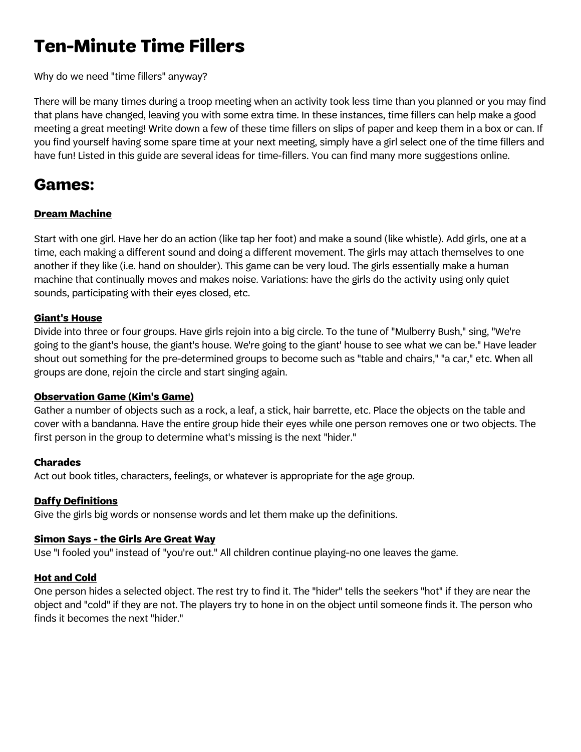# Ten-Minute Time Fillers

Why do we need "time fillers" anyway?

There will be many times during a troop meeting when an activity took less time than you planned or you may find that plans have changed, leaving you with some extra time. In these instances, time fillers can help make a good meeting a great meeting! Write down a few of these time fillers on slips of paper and keep them in a box or can. If you find yourself having some spare time at your next meeting, simply have a girl select one of the time fillers and have fun! Listed in this guide are several ideas for time-fillers. You can find many more suggestions online.

## Games:

### Dream Machine

Start with one girl. Have her do an action (like tap her foot) and make a sound (like whistle). Add girls, one at a time, each making a different sound and doing a different movement. The girls may attach themselves to one another if they like (i.e. hand on shoulder). This game can be very loud. The girls essentially make a human machine that continually moves and makes noise. Variations: have the girls do the activity using only quiet sounds, participating with their eyes closed, etc.

### Giant's House

Divide into three or four groups. Have girls rejoin into a big circle. To the tune of "Mulberry Bush," sing, "We're going to the giant's house, the giant's house. We're going to the giant' house to see what we can be." Have leader shout out something for the pre-determined groups to become such as "table and chairs," "a car," etc. When all groups are done, rejoin the circle and start singing again.

### Observation Game (Kim's Game)

Gather a number of objects such as a rock, a leaf, a stick, hair barrette, etc. Place the objects on the table and cover with a bandanna. Have the entire group hide their eyes while one person removes one or two objects. The first person in the group to determine what's missing is the next "hider."

### Charades

Act out book titles, characters, feelings, or whatever is appropriate for the age group.

### Daffy Definitions

Give the girls big words or nonsense words and let them make up the definitions.

### Simon Says - the Girls Are Great Way

Use "I fooled you" instead of "you're out." All children continue playing-no one leaves the game.

### Hot and Cold

One person hides a selected object. The rest try to find it. The "hider" tells the seekers "hot" if they are near the object and "cold" if they are not. The players try to hone in on the object until someone finds it. The person who finds it becomes the next "hider."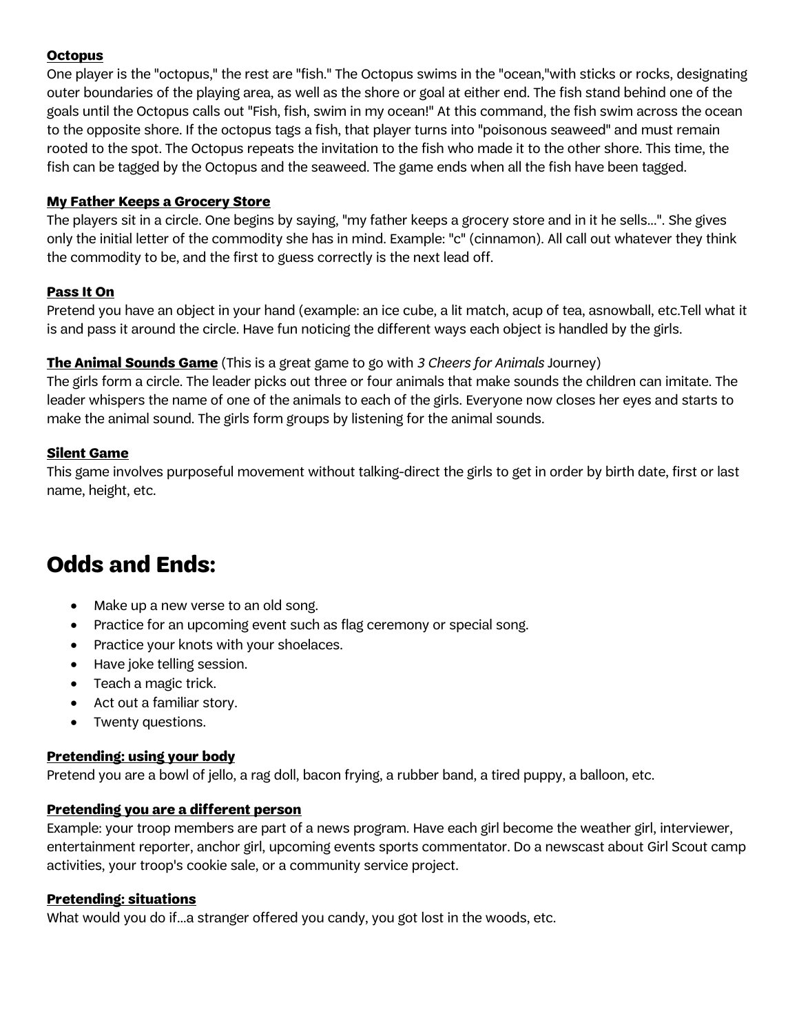**Octopus**

One player is the "octopus," the rest are "fish." The Octopus swims in the "ocean,"with sticks or rocks, designating outer boundaries of the playing area, as well as the shore or goal at either end. The fish stand behind one of the goals until the Octopus calls out "Fish, fish, swim in my ocean!" At this command, the fish swim across the ocean to the opposite shore. If the octopus tags a fish, that player turns into "poisonous seaweed" and must remain rooted to the spot. The Octopus repeats the invitation to the fish who made it to the other shore. This time, the fish can be tagged by the Octopus and the seaweed. The game ends when all the fish have been tagged.

**My Father Keeps a Grocery Store**

The players sit in a circle. One begins by saying, "my father keeps a grocery store and in it he sells...". She gives only the initial letter of the commodity she has in mind. Example: "c" (cinnamon). All call out whatever they think the commodity to be, and the first to guess correctly is the next lead off.

**Pass It On**

Pretend you have an object in your hand (example: an ice cube, a lit match, acup of tea, asnowball, etc.Tell what it is and pass it around the circle. Have fun noticing the different ways each object is handled by the girls.

**The Animal Sounds Game** (This is a great game to go with *3 Cheers for Animals* Journey)

The girls form a circle. The leader picks out three or four animals that make sounds the children can imitate. The leader whispers the name of one of the animals to each of the girls. Everyone now closes her eyes and starts to make the animal sound. The girls form groups by listening for the animal sounds.

**Silent Game**

This game involves purposeful movement without talking-direct the girls to get in order by birth date, first or last name, height, etc.

# Odds and Ends:

- Make up a new verse to an old song.
- Practice for an upcoming event such as flag ceremony or special song.
- Practice your knots with your shoelaces.
- Have joke telling session.
- Teach a magic trick.
- Act out a familiar story.
- Twenty questions.

**Pretending: using your body**

Pretend you are a bowl of jello, a rag doll, bacon frying, a rubber band, a tired puppy, a balloon, etc.

**Pretending you are a different person**

Example: your troop members are part of a news program. Have each girl become the weather girl, interviewer, entertainment reporter, anchor girl, upcoming events sports commentator. Do a newscast about Girl Scout camp activities, your troop's cookie sale, or a community service project.

**Pretending: situations**

What would you do if...a stranger offered you candy, you got lost in the woods, etc.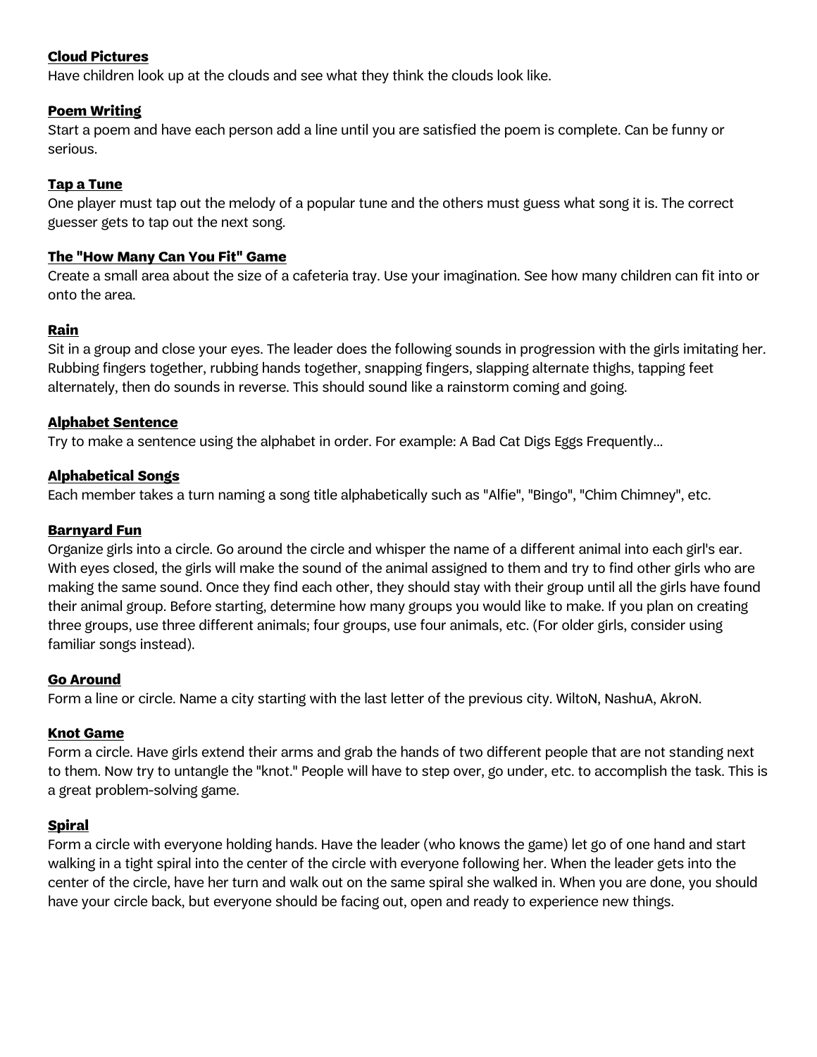**Cloud Pictures**
Have children look up at the clouds and see what they think the clouds look like.

**Poem Writing**
Start a poem and have each person add a line until you are satisfied the poem is complete. Can be funny or serious.

**Tap a Tune**
One player must tap out the melody of a popular tune and the others must guess what song it is. The correct guesser gets to tap out the next song.

**The "How Many Can You Fit" Game**
Create a small area about the size of a cafeteria tray. Use your imagination. See how many children can fit into or onto the area.

**Rain**
Sit in a group and close your eyes. The leader does the following sounds in progression with the girls imitating her. Rubbing fingers together, rubbing hands together, snapping fingers, slapping alternate thighs, tapping feet alternately, then do sounds in reverse. This should sound like a rainstorm coming and going.

**Alphabet Sentence**
Try to make a sentence using the alphabet in order. For example: A Bad Cat Digs Eggs Frequently…

**Alphabetical Songs**
Each member takes a turn naming a song title alphabetically such as "Alfie", "Bingo", "Chim Chimney", etc.

**Barnyard Fun**
Organize girls into a circle. Go around the circle and whisper the name of a different animal into each girl's ear. With eyes closed, the girls will make the sound of the animal assigned to them and try to find other girls who are making the same sound. Once they find each other, they should stay with their group until all the girls have found their animal group. Before starting, determine how many groups you would like to make. If you plan on creating three groups, use three different animals; four groups, use four animals, etc. (For older girls, consider using familiar songs instead).

**Go Around**
Form a line or circle. Name a city starting with the last letter of the previous city. WiltoN, NashuA, AkroN.

**Knot Game**
Form a circle. Have girls extend their arms and grab the hands of two different people that are not standing next to them. Now try to untangle the "knot." People will have to step over, go under, etc. to accomplish the task. This is a great problem-solving game.

**Spiral**
Form a circle with everyone holding hands. Have the leader (who knows the game) let go of one hand and start walking in a tight spiral into the center of the circle with everyone following her. When the leader gets into the center of the circle, have her turn and walk out on the same spiral she walked in. When you are done, you should have your circle back, but everyone should be facing out, open and ready to experience new things.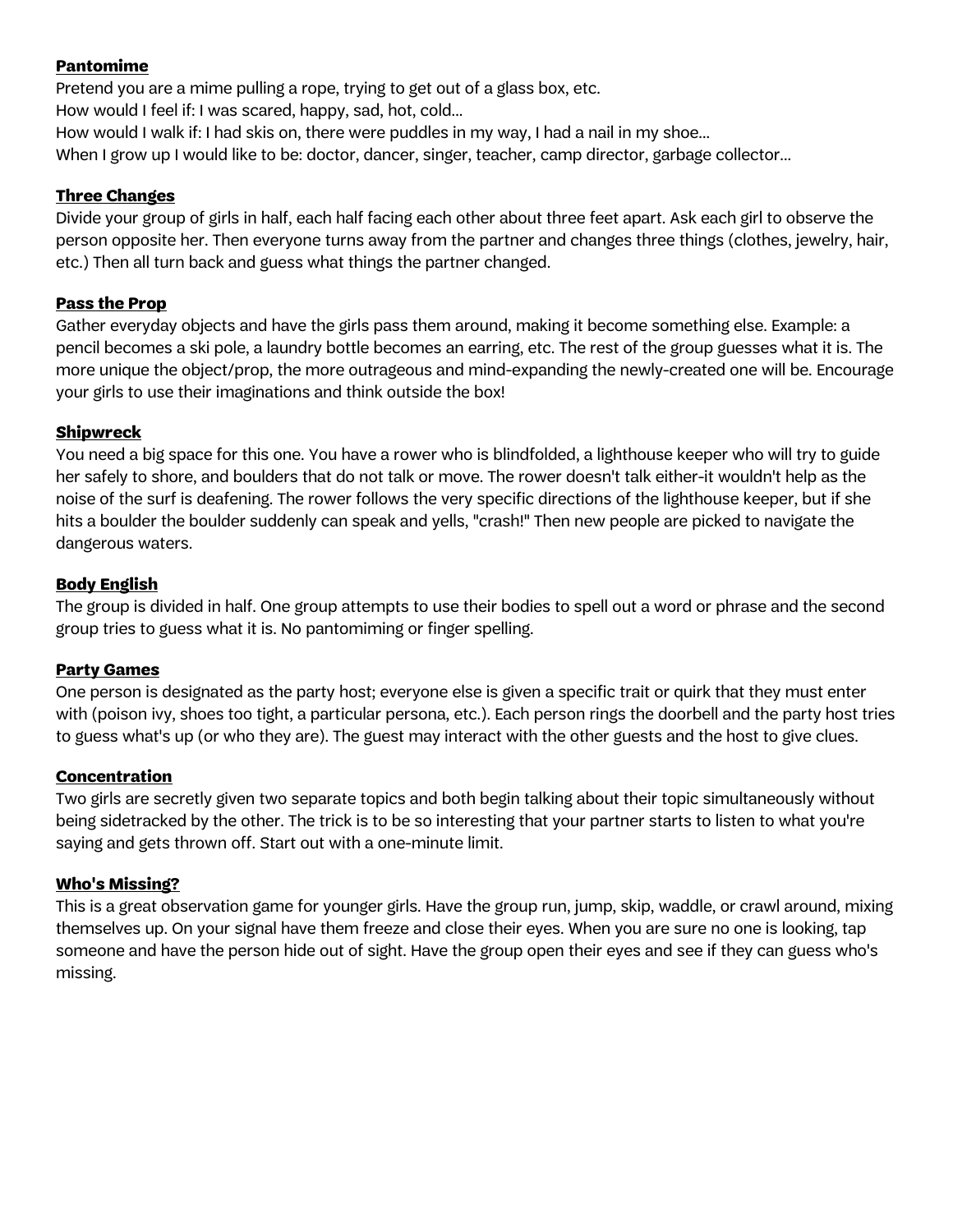### Pantomime

Pretend you are a mime pulling a rope, trying to get out of a glass box, etc.
How would I feel if: I was scared, happy, sad, hot, cold...
How would I walk if: I had skis on, there were puddles in my way, I had a nail in my shoe...
When I grow up I would like to be: doctor, dancer, singer, teacher, camp director, garbage collector...

### Three Changes

Divide your group of girls in half, each half facing each other about three feet apart. Ask each girl to observe the person opposite her. Then everyone turns away from the partner and changes three things (clothes, jewelry, hair, etc.) Then all turn back and guess what things the partner changed.

### Pass the Prop

Gather everyday objects and have the girls pass them around, making it become something else. Example: a pencil becomes a ski pole, a laundry bottle becomes an earring, etc. The rest of the group guesses what it is. The more unique the object/prop, the more outrageous and mind-expanding the newly-created one will be. Encourage your girls to use their imaginations and think outside the box!

### Shipwreck

You need a big space for this one. You have a rower who is blindfolded, a lighthouse keeper who will try to guide her safely to shore, and boulders that do not talk or move. The rower doesn't talk either-it wouldn't help as the noise of the surf is deafening. The rower follows the very specific directions of the lighthouse keeper, but if she hits a boulder the boulder suddenly can speak and yells, "crash!" Then new people are picked to navigate the dangerous waters.

### Body English

The group is divided in half. One group attempts to use their bodies to spell out a word or phrase and the second group tries to guess what it is. No pantomiming or finger spelling.

### Party Games

One person is designated as the party host; everyone else is given a specific trait or quirk that they must enter with (poison ivy, shoes too tight, a particular persona, etc.). Each person rings the doorbell and the party host tries to guess what's up (or who they are). The guest may interact with the other guests and the host to give clues.

### Concentration

Two girls are secretly given two separate topics and both begin talking about their topic simultaneously without being sidetracked by the other. The trick is to be so interesting that your partner starts to listen to what you're saying and gets thrown off. Start out with a one-minute limit.

### Who's Missing?

This is a great observation game for younger girls. Have the group run, jump, skip, waddle, or crawl around, mixing themselves up. On your signal have them freeze and close their eyes. When you are sure no one is looking, tap someone and have the person hide out of sight. Have the group open their eyes and see if they can guess who's missing.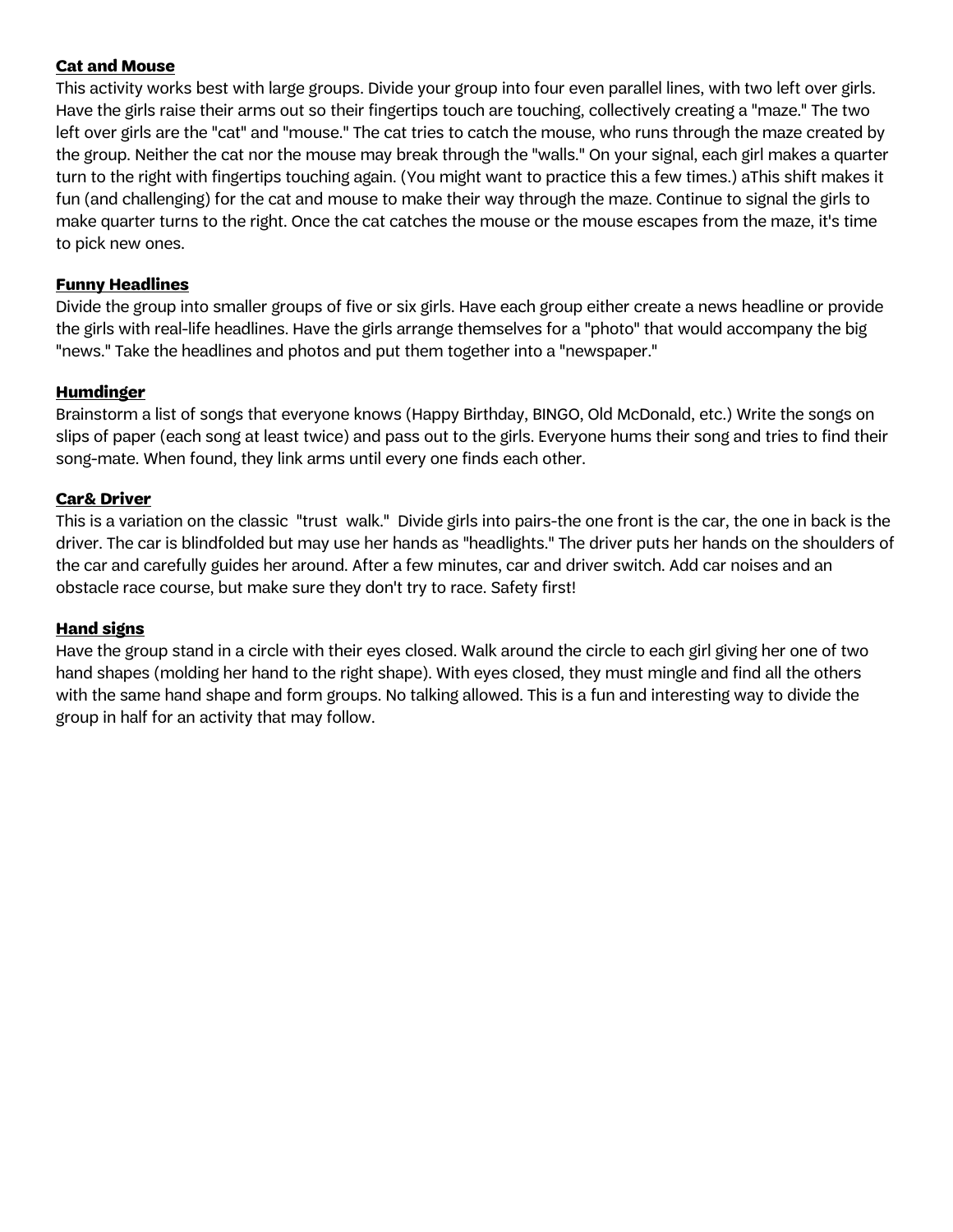**Cat and Mouse**

This activity works best with large groups. Divide your group into four even parallel lines, with two left over girls. Have the girls raise their arms out so their fingertips touch are touching, collectively creating a "maze." The two left over girls are the "cat" and "mouse." The cat tries to catch the mouse, who runs through the maze created by the group. Neither the cat nor the mouse may break through the "walls." On your signal, each girl makes a quarter turn to the right with fingertips touching again. (You might want to practice this a few times.) aThis shift makes it fun (and challenging) for the cat and mouse to make their way through the maze. Continue to signal the girls to make quarter turns to the right. Once the cat catches the mouse or the mouse escapes from the maze, it's time to pick new ones.

**Funny Headlines**

Divide the group into smaller groups of five or six girls. Have each group either create a news headline or provide the girls with real-life headlines. Have the girls arrange themselves for a "photo" that would accompany the big "news." Take the headlines and photos and put them together into a "newspaper."

**Humdinger**

Brainstorm a list of songs that everyone knows (Happy Birthday, BINGO, Old McDonald, etc.) Write the songs on slips of paper (each song at least twice) and pass out to the girls. Everyone hums their song and tries to find their song-mate. When found, they link arms until every one finds each other.

**Car& Driver**

This is a variation on the classic "trust walk." Divide girls into pairs-the one front is the car, the one in back is the driver. The car is blindfolded but may use her hands as "headlights." The driver puts her hands on the shoulders of the car and carefully guides her around. After a few minutes, car and driver switch. Add car noises and an obstacle race course, but make sure they don't try to race. Safety first!

**Hand signs**

Have the group stand in a circle with their eyes closed. Walk around the circle to each girl giving her one of two hand shapes (molding her hand to the right shape). With eyes closed, they must mingle and find all the others with the same hand shape and form groups. No talking allowed. This is a fun and interesting way to divide the group in half for an activity that may follow.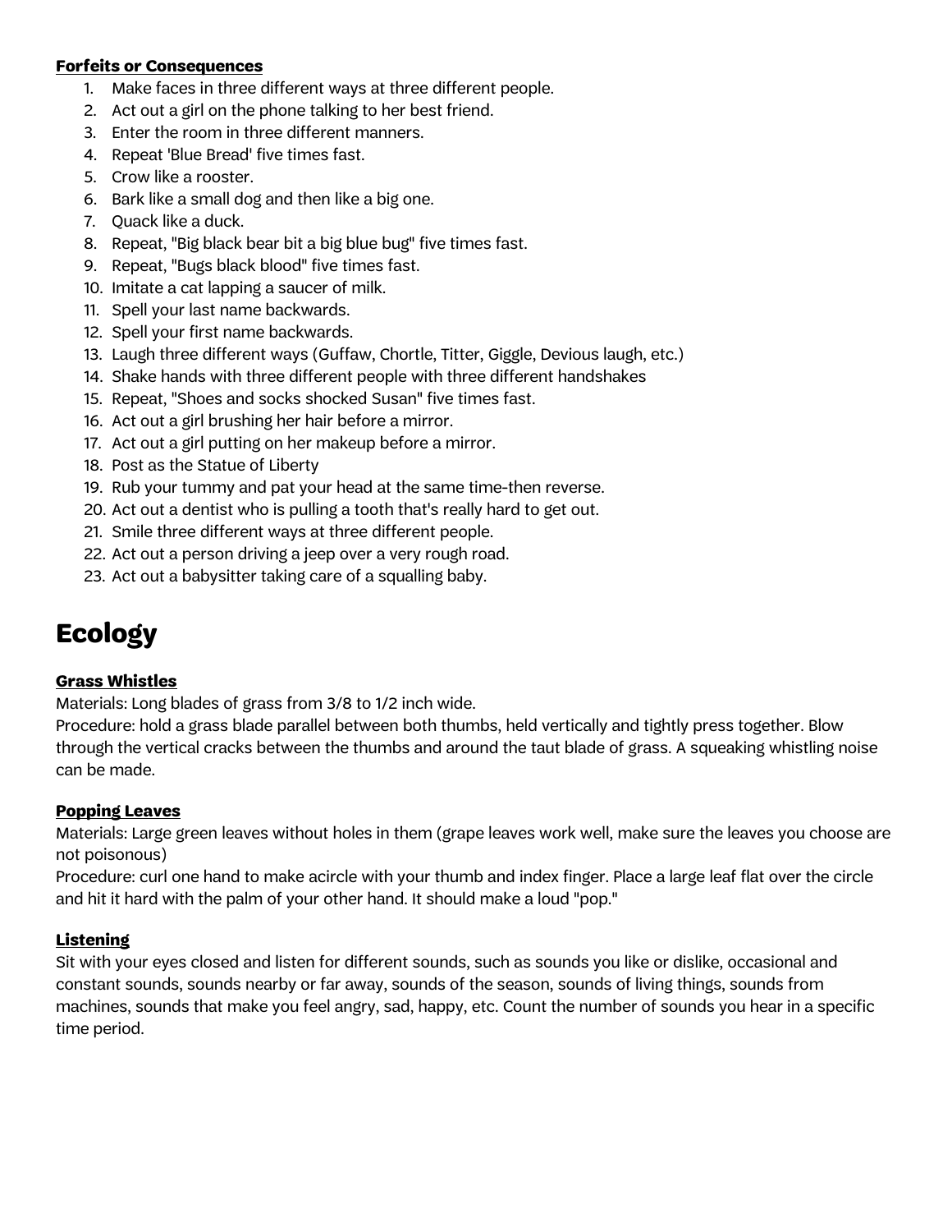**Forfeits or Consequences**

1. Make faces in three different ways at three different people.
2. Act out a girl on the phone talking to her best friend.
3. Enter the room in three different manners.
4. Repeat 'Blue Bread' five times fast.
5. Crow like a rooster.
6. Bark like a small dog and then like a big one.
7. Quack like a duck.
8. Repeat, "Big black bear bit a big blue bug" five times fast.
9. Repeat, "Bugs black blood" five times fast.
10. Imitate a cat lapping a saucer of milk.
11. Spell your last name backwards.
12. Spell your first name backwards.
13. Laugh three different ways (Guffaw, Chortle, Titter, Giggle, Devious laugh, etc.)
14. Shake hands with three different people with three different handshakes
15. Repeat, "Shoes and socks shocked Susan" five times fast.
16. Act out a girl brushing her hair before a mirror.
17. Act out a girl putting on her makeup before a mirror.
18. Post as the Statue of Liberty
19. Rub your tummy and pat your head at the same time-then reverse.
20. Act out a dentist who is pulling a tooth that's really hard to get out.
21. Smile three different ways at three different people.
22. Act out a person driving a jeep over a very rough road.
23. Act out a babysitter taking care of a squalling baby.

# Ecology

**Grass Whistles**

Materials: Long blades of grass from 3/8 to 1/2 inch wide.
Procedure: hold a grass blade parallel between both thumbs, held vertically and tightly press together. Blow through the vertical cracks between the thumbs and around the taut blade of grass. A squeaking whistling noise can be made.

**Popping Leaves**

Materials: Large green leaves without holes in them (grape leaves work well, make sure the leaves you choose are not poisonous)
Procedure: curl one hand to make acircle with your thumb and index finger. Place a large leaf flat over the circle and hit it hard with the palm of your other hand. It should make a loud "pop."

**Listening**

Sit with your eyes closed and listen for different sounds, such as sounds you like or dislike, occasional and constant sounds, sounds nearby or far away, sounds of the season, sounds of living things, sounds from machines, sounds that make you feel angry, sad, happy, etc. Count the number of sounds you hear in a specific time period.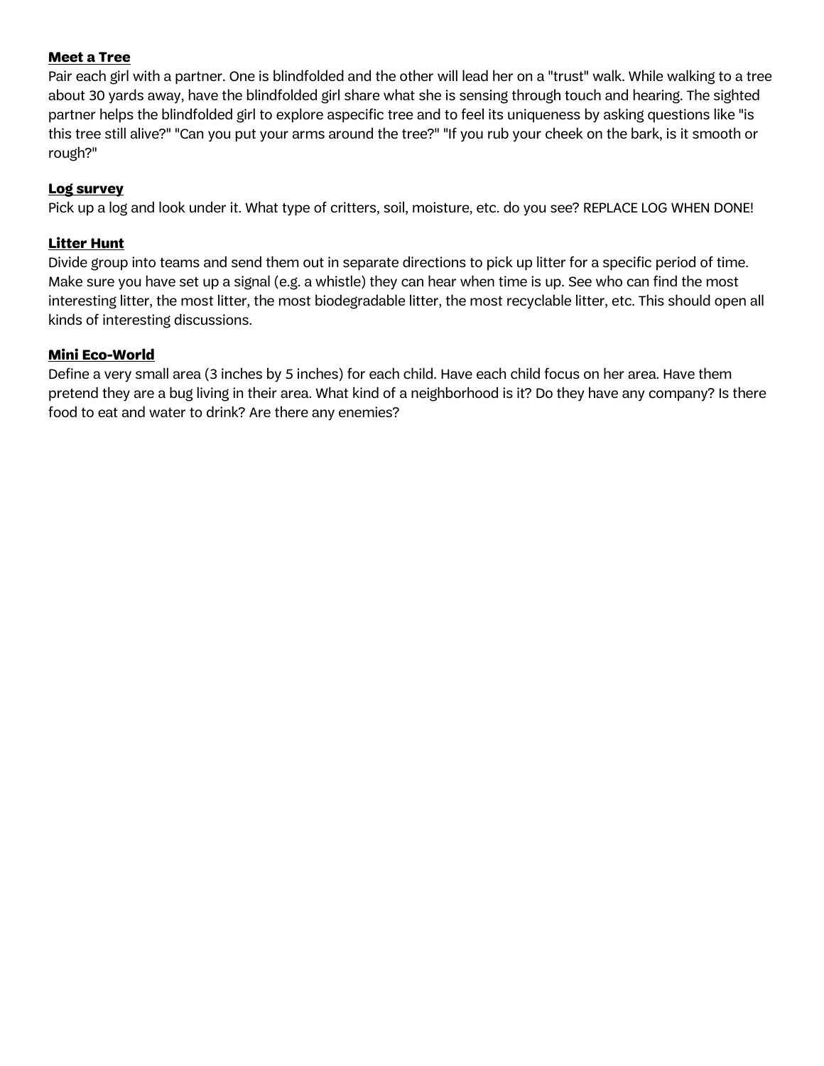**Meet a Tree**

Pair each girl with a partner. One is blindfolded and the other will lead her on a "trust" walk. While walking to a tree about 30 yards away, have the blindfolded girl share what she is sensing through touch and hearing. The sighted partner helps the blindfolded girl to explore aspecific tree and to feel its uniqueness by asking questions like "is this tree still alive?" "Can you put your arms around the tree?" "If you rub your cheek on the bark, is it smooth or rough?"

**Log survey**

Pick up a log and look under it. What type of critters, soil, moisture, etc. do you see? REPLACE LOG WHEN DONE!

**Litter Hunt**

Divide group into teams and send them out in separate directions to pick up litter for a specific period of time. Make sure you have set up a signal (e.g. a whistle) they can hear when time is up. See who can find the most interesting litter, the most litter, the most biodegradable litter, the most recyclable litter, etc. This should open all kinds of interesting discussions.

**Mini Eco-World**

Define a very small area (3 inches by 5 inches) for each child. Have each child focus on her area. Have them pretend they are a bug living in their area. What kind of a neighborhood is it? Do they have any company? Is there food to eat and water to drink? Are there any enemies?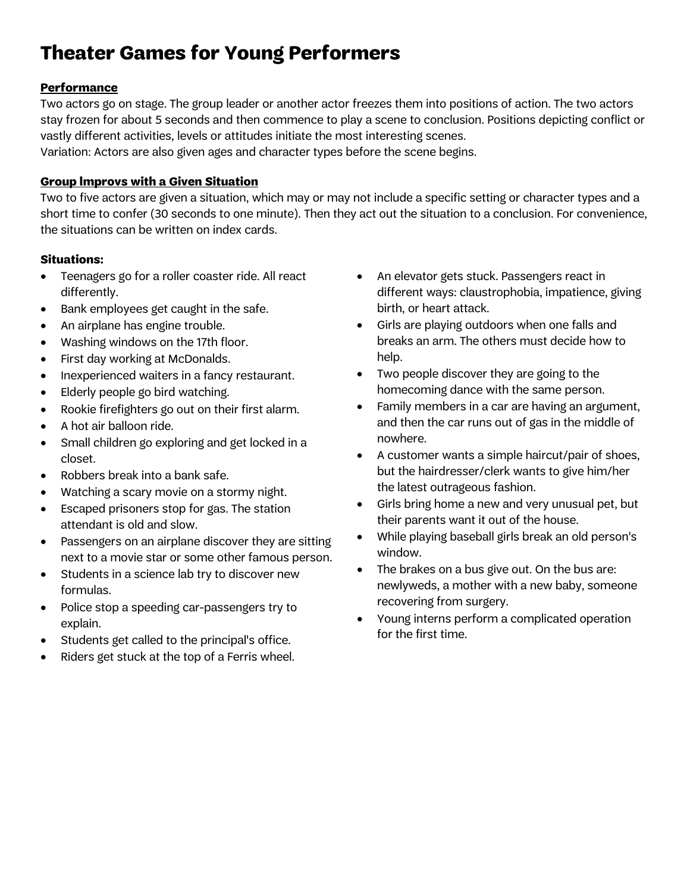# Theater Games for Young Performers

**Performance**

Two actors go on stage. The group leader or another actor freezes them into positions of action. The two actors stay frozen for about 5 seconds and then commence to play a scene to conclusion. Positions depicting conflict or vastly different activities, levels or attitudes initiate the most interesting scenes.
Variation: Actors are also given ages and character types before the scene begins.

**Group lmprovs with a Given Situation**

Two to five actors are given a situation, which may or may not include a specific setting or character types and a short time to confer (30 seconds to one minute). Then they act out the situation to a conclusion. For convenience, the situations can be written on index cards.

**Situations:**

- Teenagers go for a roller coaster ride. All react differently.
- Bank employees get caught in the safe.
- An airplane has engine trouble.
- Washing windows on the 17th floor.
- First day working at McDonalds.
- Inexperienced waiters in a fancy restaurant.
- Elderly people go bird watching.
- Rookie firefighters go out on their first alarm.
- A hot air balloon ride.
- Small children go exploring and get locked in a closet.
- Robbers break into a bank safe.
- Watching a scary movie on a stormy night.
- Escaped prisoners stop for gas. The station attendant is old and slow.
- Passengers on an airplane discover they are sitting next to a movie star or some other famous person.
- Students in a science lab try to discover new formulas.
- Police stop a speeding car-passengers try to explain.
- Students get called to the principal's office.
- Riders get stuck at the top of a Ferris wheel.
- An elevator gets stuck. Passengers react in different ways: claustrophobia, impatience, giving birth, or heart attack.
- Girls are playing outdoors when one falls and breaks an arm. The others must decide how to help.
- Two people discover they are going to the homecoming dance with the same person.
- Family members in a car are having an argument, and then the car runs out of gas in the middle of nowhere.
- A customer wants a simple haircut/pair of shoes, but the hairdresser/clerk wants to give him/her the latest outrageous fashion.
- Girls bring home a new and very unusual pet, but their parents want it out of the house.
- While playing baseball girls break an old person's window.
- The brakes on a bus give out. On the bus are: newlyweds, a mother with a new baby, someone recovering from surgery.
- Young interns perform a complicated operation for the first time.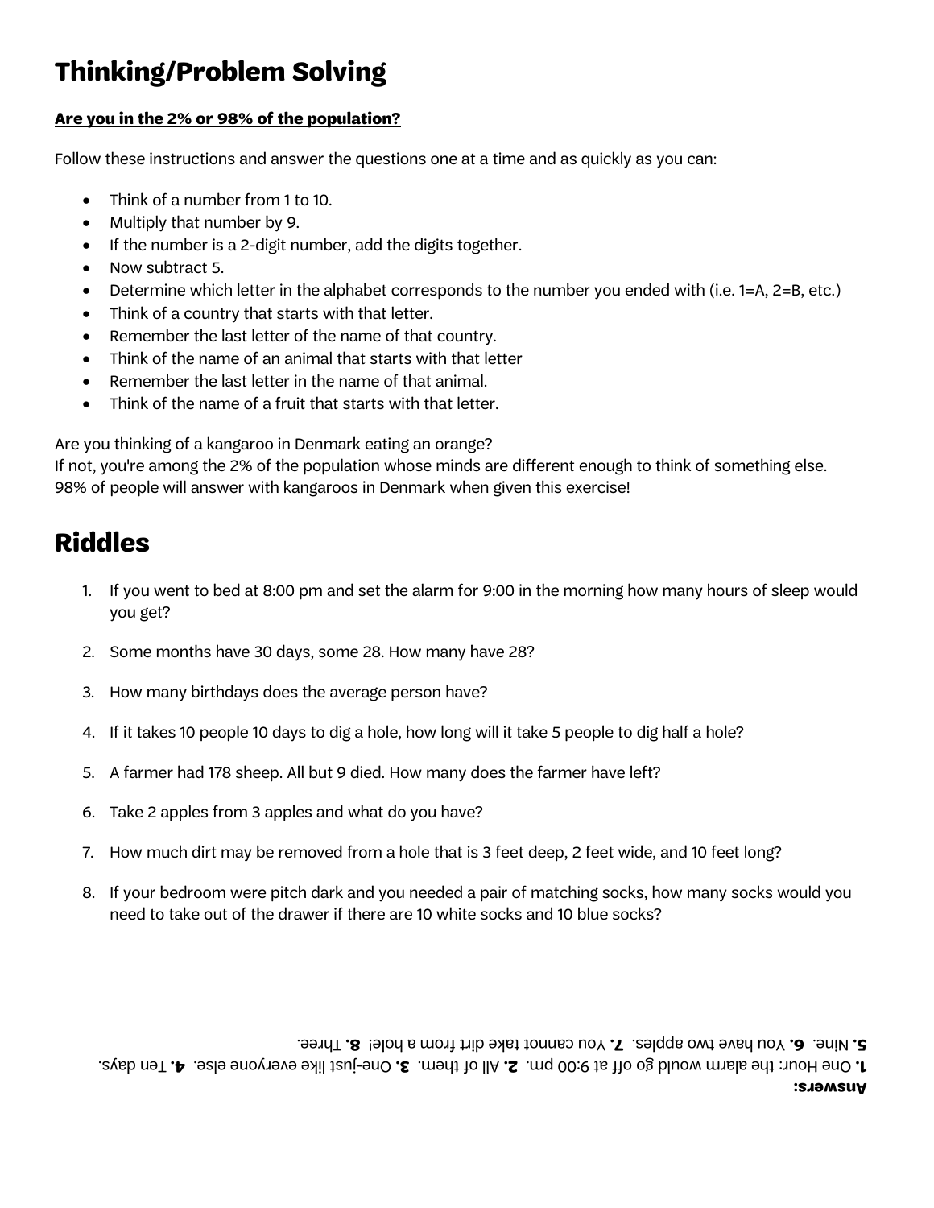# Thinking/Problem Solving

**Are you in the 2% or 98% of the population?**

Follow these instructions and answer the questions one at a time and as quickly as you can:

- Think of a number from 1 to 10.
- Multiply that number by 9.
- If the number is a 2-digit number, add the digits together.
- Now subtract 5.
- Determine which letter in the alphabet corresponds to the number you ended with (i.e. 1=A, 2=B, etc.)
- Think of a country that starts with that letter.
- Remember the last letter of the name of that country.
- Think of the name of an animal that starts with that letter
- Remember the last letter in the name of that animal.
- Think of the name of a fruit that starts with that letter.

Are you thinking of a kangaroo in Denmark eating an orange?
If not, you're among the 2% of the population whose minds are different enough to think of something else. 98% of people will answer with kangaroos in Denmark when given this exercise!

# Riddles

1. If you went to bed at 8:00 pm and set the alarm for 9:00 in the morning how many hours of sleep would you get?
2. Some months have 30 days, some 28. How many have 28?
3. How many birthdays does the average person have?
4. If it takes 10 people 10 days to dig a hole, how long will it take 5 people to dig half a hole?
5. A farmer had 178 sheep. All but 9 died. How many does the farmer have left?
6. Take 2 apples from 3 apples and what do you have?
7. How much dirt may be removed from a hole that is 3 feet deep, 2 feet wide, and 10 feet long?
8. If your bedroom were pitch dark and you needed a pair of matching socks, how many socks would you need to take out of the drawer if there are 10 white socks and 10 blue socks?

**Answers:**
**1.** One Hour: the alarm would go off at 9:00 pm. **2.** All of them. **3.** One-just like everyone else. **4.** Ten days. **5.** Nine. **6.** You have two apples. **7.** You cannot take dirt from a hole! **8.** Three.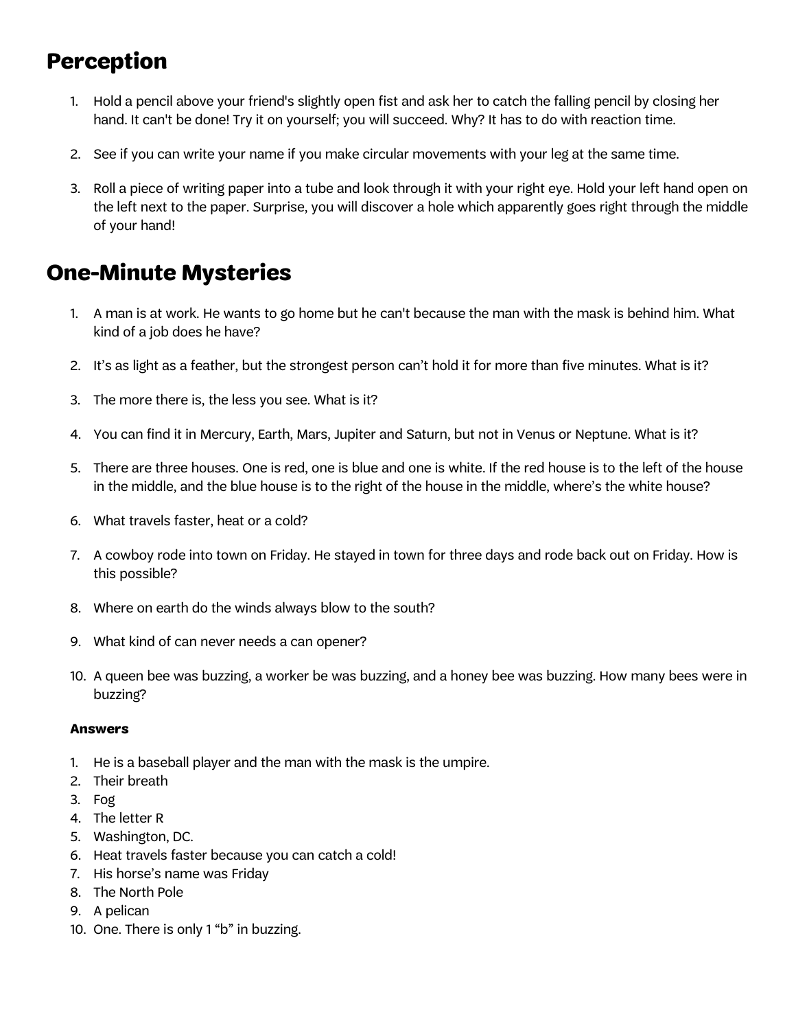## Perception

1. Hold a pencil above your friend's slightly open fist and ask her to catch the falling pencil by closing her hand. It can't be done! Try it on yourself; you will succeed. Why? It has to do with reaction time.

2. See if you can write your name if you make circular movements with your leg at the same time.

3. Roll a piece of writing paper into a tube and look through it with your right eye. Hold your left hand open on the left next to the paper. Surprise, you will discover a hole which apparently goes right through the middle of your hand!

## One-Minute Mysteries

1. A man is at work. He wants to go home but he can't because the man with the mask is behind him. What kind of a job does he have?

2. It's as light as a feather, but the strongest person can't hold it for more than five minutes. What is it?

3. The more there is, the less you see. What is it?

4. You can find it in Mercury, Earth, Mars, Jupiter and Saturn, but not in Venus or Neptune. What is it?

5. There are three houses. One is red, one is blue and one is white. If the red house is to the left of the house in the middle, and the blue house is to the right of the house in the middle, where's the white house?

6. What travels faster, heat or a cold?

7. A cowboy rode into town on Friday. He stayed in town for three days and rode back out on Friday. How is this possible?

8. Where on earth do the winds always blow to the south?

9. What kind of can never needs a can opener?

10. A queen bee was buzzing, a worker be was buzzing, and a honey bee was buzzing. How many bees were in buzzing?

**Answers**

1. He is a baseball player and the man with the mask is the umpire.
2. Their breath
3. Fog
4. The letter R
5. Washington, DC.
6. Heat travels faster because you can catch a cold!
7. His horse's name was Friday
8. The North Pole
9. A pelican
10. One. There is only 1 "b" in buzzing.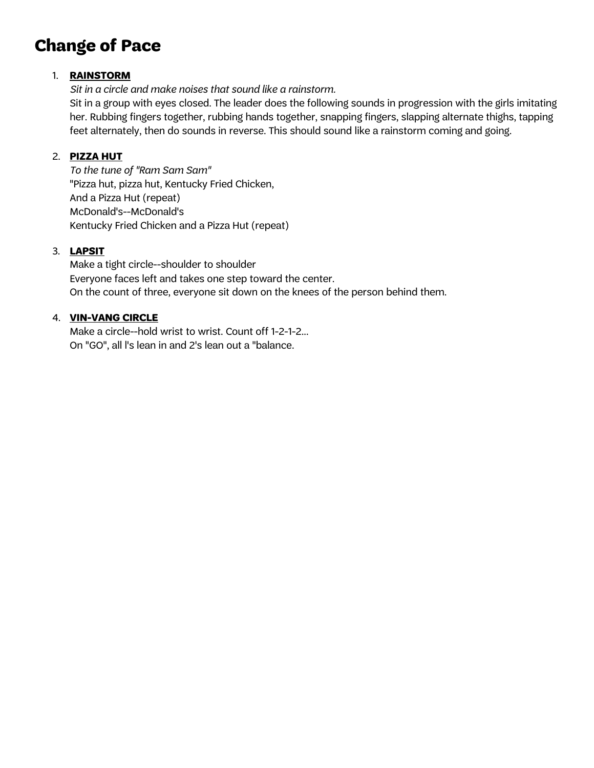# Change of Pace

1. **RAINSTORM**
   *Sit in a circle and make noises that sound like a rainstorm.*
   Sit in a group with eyes closed. The leader does the following sounds in progression with the girls imitating her. Rubbing fingers together, rubbing hands together, snapping fingers, slapping alternate thighs, tapping feet alternately, then do sounds in reverse. This should sound like a rainstorm coming and going.

2. **PIZZA HUT**
   *To the tune of "Ram Sam Sam"*
   "Pizza hut, pizza hut, Kentucky Fried Chicken,
   And a Pizza Hut (repeat)
   McDonald's--McDonald's
   Kentucky Fried Chicken and a Pizza Hut (repeat)

3. **LAPSIT**
   Make a tight circle--shoulder to shoulder
   Everyone faces left and takes one step toward the center.
   On the count of three, everyone sit down on the knees of the person behind them.

4. **VIN-VANG CIRCLE**
   Make a circle--hold wrist to wrist. Count off 1-2-1-2...
   On "GO", all l's lean in and 2's lean out a "balance.